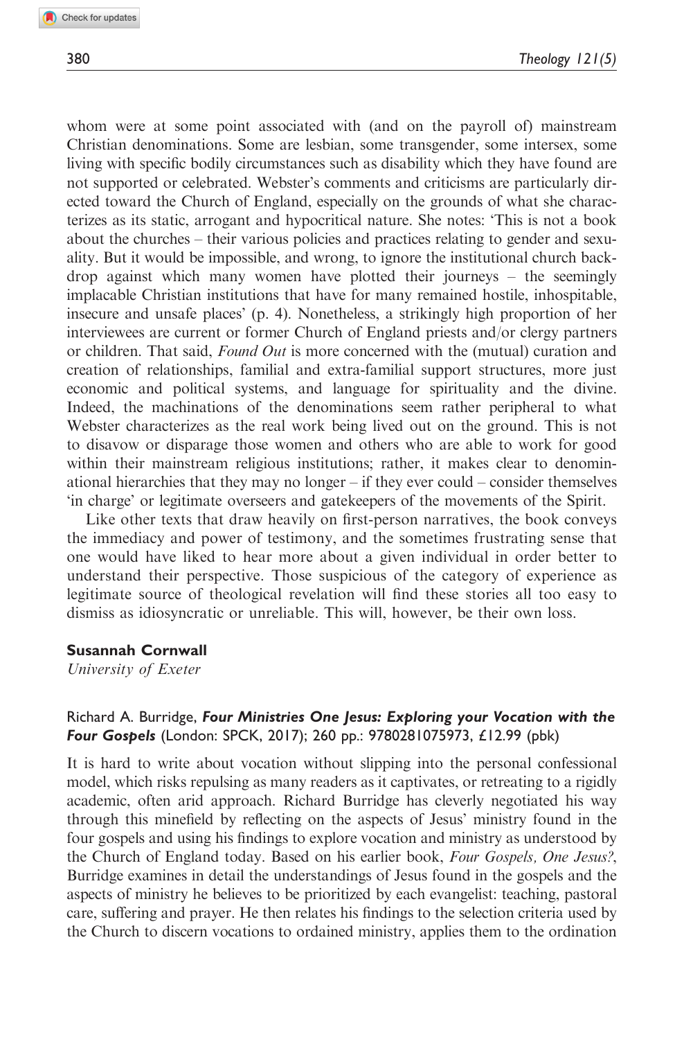whom were at some point associated with (and on the payroll of) mainstream Christian denominations. Some are lesbian, some transgender, some intersex, some living with specific bodily circumstances such as disability which they have found are not supported or celebrated. Webster's comments and criticisms are particularly directed toward the Church of England, especially on the grounds of what she characterizes as its static, arrogant and hypocritical nature. She notes: 'This is not a book about the churches – their various policies and practices relating to gender and sexuality. But it would be impossible, and wrong, to ignore the institutional church backdrop against which many women have plotted their journeys – the seemingly implacable Christian institutions that have for many remained hostile, inhospitable, insecure and unsafe places' (p. 4). Nonetheless, a strikingly high proportion of her interviewees are current or former Church of England priests and/or clergy partners or children. That said, *Found Out* is more concerned with the (mutual) curation and creation of relationships, familial and extra-familial support structures, more just economic and political systems, and language for spirituality and the divine. Indeed, the machinations of the denominations seem rather peripheral to what Webster characterizes as the real work being lived out on the ground. This is not to disavow or disparage those women and others who are able to work for good within their mainstream religious institutions; rather, it makes clear to denominational hierarchies that they may no longer – if they ever could – consider themselves 'in charge' or legitimate overseers and gatekeepers of the movements of the Spirit.

Like other texts that draw heavily on first-person narratives, the book conveys the immediacy and power of testimony, and the sometimes frustrating sense that one would have liked to hear more about a given individual in order better to understand their perspective. Those suspicious of the category of experience as legitimate source of theological revelation will find these stories all too easy to dismiss as idiosyncratic or unreliable. This will, however, be their own loss.

**Susannah Cornwall**
*University of Exeter*

Richard A. Burridge, ***Four Ministries One Jesus: Exploring your Vocation with the Four Gospels*** (London: SPCK, 2017); 260 pp.: 9780281075973, £12.99 (pbk)

It is hard to write about vocation without slipping into the personal confessional model, which risks repulsing as many readers as it captivates, or retreating to a rigidly academic, often arid approach. Richard Burridge has cleverly negotiated his way through this minefield by reflecting on the aspects of Jesus' ministry found in the four gospels and using his findings to explore vocation and ministry as understood by the Church of England today. Based on his earlier book, *Four Gospels, One Jesus?*, Burridge examines in detail the understandings of Jesus found in the gospels and the aspects of ministry he believes to be prioritized by each evangelist: teaching, pastoral care, suffering and prayer. He then relates his findings to the selection criteria used by the Church to discern vocations to ordained ministry, applies them to the ordination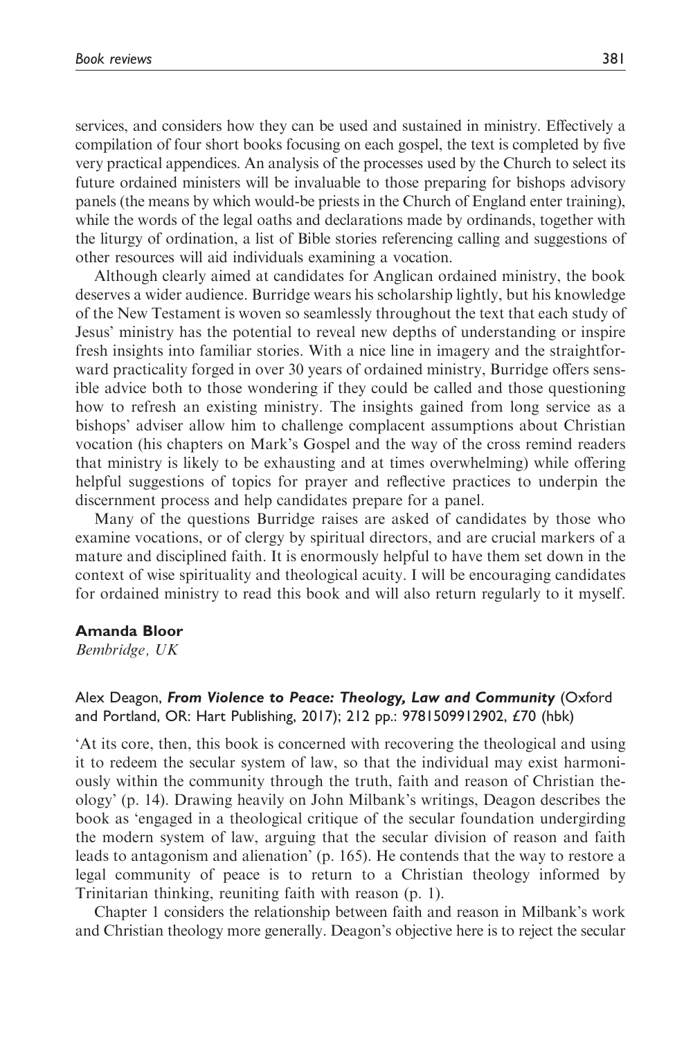services, and considers how they can be used and sustained in ministry. Effectively a compilation of four short books focusing on each gospel, the text is completed by five very practical appendices. An analysis of the processes used by the Church to select its future ordained ministers will be invaluable to those preparing for bishops advisory panels (the means by which would-be priests in the Church of England enter training), while the words of the legal oaths and declarations made by ordinands, together with the liturgy of ordination, a list of Bible stories referencing calling and suggestions of other resources will aid individuals examining a vocation.

Although clearly aimed at candidates for Anglican ordained ministry, the book deserves a wider audience. Burridge wears his scholarship lightly, but his knowledge of the New Testament is woven so seamlessly throughout the text that each study of Jesus' ministry has the potential to reveal new depths of understanding or inspire fresh insights into familiar stories. With a nice line in imagery and the straightforward practicality forged in over 30 years of ordained ministry, Burridge offers sensible advice both to those wondering if they could be called and those questioning how to refresh an existing ministry. The insights gained from long service as a bishops' adviser allow him to challenge complacent assumptions about Christian vocation (his chapters on Mark's Gospel and the way of the cross remind readers that ministry is likely to be exhausting and at times overwhelming) while offering helpful suggestions of topics for prayer and reflective practices to underpin the discernment process and help candidates prepare for a panel.

Many of the questions Burridge raises are asked of candidates by those who examine vocations, or of clergy by spiritual directors, and are crucial markers of a mature and disciplined faith. It is enormously helpful to have them set down in the context of wise spirituality and theological acuity. I will be encouraging candidates for ordained ministry to read this book and will also return regularly to it myself.

**Amanda Bloor**
*Bembridge, UK*

Alex Deagon, ***From Violence to Peace: Theology, Law and Community*** (Oxford and Portland, OR: Hart Publishing, 2017); 212 pp.: 9781509912902, £70 (hbk)

'At its core, then, this book is concerned with recovering the theological and using it to redeem the secular system of law, so that the individual may exist harmoniously within the community through the truth, faith and reason of Christian theology' (p. 14). Drawing heavily on John Milbank's writings, Deagon describes the book as 'engaged in a theological critique of the secular foundation undergirding the modern system of law, arguing that the secular division of reason and faith leads to antagonism and alienation' (p. 165). He contends that the way to restore a legal community of peace is to return to a Christian theology informed by Trinitarian thinking, reuniting faith with reason (p. 1).

Chapter 1 considers the relationship between faith and reason in Milbank's work and Christian theology more generally. Deagon's objective here is to reject the secular